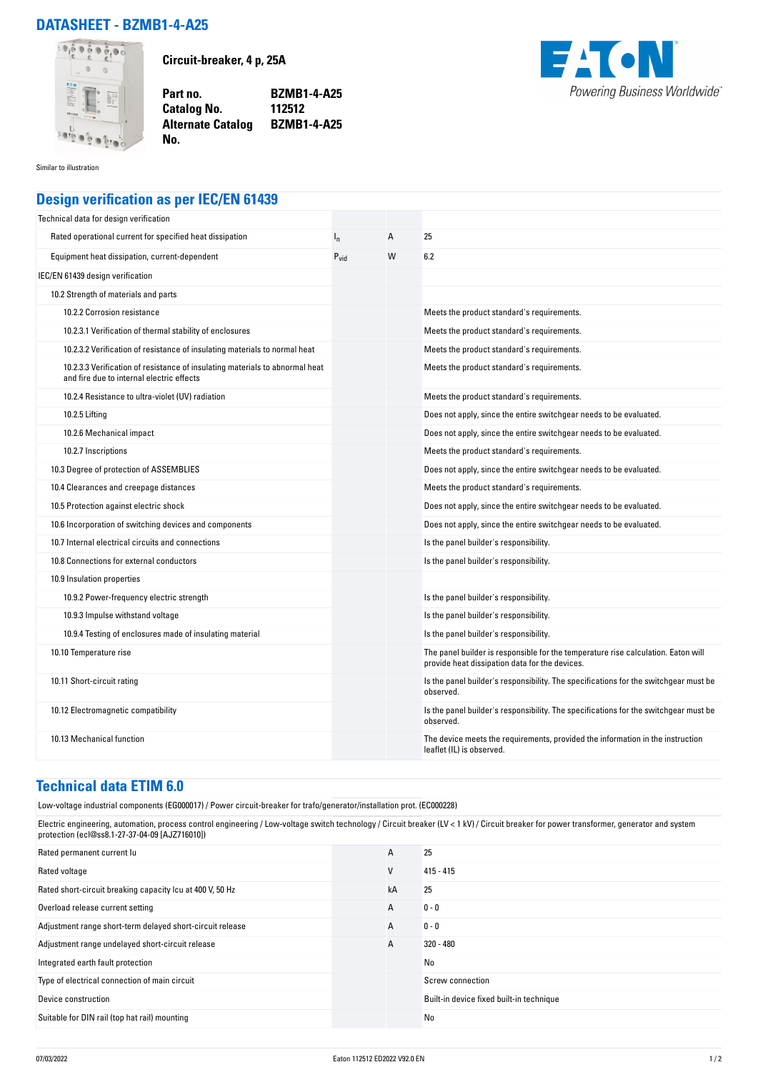# DATASHEET - BZMB1-4-A25

**Circuit-breaker, 4 p, 25A**

| | |
|---|---|
| **Part no.** | **BZMB1-4-A25** |
| **Catalog No.** | **112512** |
| **Alternate Catalog No.** | **BZMB1-4-A25** |

Similar to illustration

## Design verification as per IEC/EN 61439

| | | | |
|---|---|---|---|
| Technical data for design verification | | | |
| Rated operational current for specified heat dissipation | $I_n$ | A | 25 |
| Equipment heat dissipation, current-dependent | $P_{vid}$ | W | 6.2 |
| IEC/EN 61439 design verification | | | |
| 10.2 Strength of materials and parts | | | |
| 10.2.2 Corrosion resistance | | | Meets the product standard's requirements. |
| 10.2.3.1 Verification of thermal stability of enclosures | | | Meets the product standard's requirements. |
| 10.2.3.2 Verification of resistance of insulating materials to normal heat | | | Meets the product standard's requirements. |
| 10.2.3.3 Verification of resistance of insulating materials to abnormal heat and fire due to internal electric effects | | | Meets the product standard's requirements. |
| 10.2.4 Resistance to ultra-violet (UV) radiation | | | Meets the product standard's requirements. |
| 10.2.5 Lifting | | | Does not apply, since the entire switchgear needs to be evaluated. |
| 10.2.6 Mechanical impact | | | Does not apply, since the entire switchgear needs to be evaluated. |
| 10.2.7 Inscriptions | | | Meets the product standard's requirements. |
| 10.3 Degree of protection of ASSEMBLIES | | | Does not apply, since the entire switchgear needs to be evaluated. |
| 10.4 Clearances and creepage distances | | | Meets the product standard's requirements. |
| 10.5 Protection against electric shock | | | Does not apply, since the entire switchgear needs to be evaluated. |
| 10.6 Incorporation of switching devices and components | | | Does not apply, since the entire switchgear needs to be evaluated. |
| 10.7 Internal electrical circuits and connections | | | Is the panel builder's responsibility. |
| 10.8 Connections for external conductors | | | Is the panel builder's responsibility. |
| 10.9 Insulation properties | | | |
| 10.9.2 Power-frequency electric strength | | | Is the panel builder's responsibility. |
| 10.9.3 Impulse withstand voltage | | | Is the panel builder's responsibility. |
| 10.9.4 Testing of enclosures made of insulating material | | | Is the panel builder's responsibility. |
| 10.10 Temperature rise | | | The panel builder is responsible for the temperature rise calculation. Eaton will provide heat dissipation data for the devices. |
| 10.11 Short-circuit rating | | | Is the panel builder's responsibility. The specifications for the switchgear must be observed. |
| 10.12 Electromagnetic compatibility | | | Is the panel builder's responsibility. The specifications for the switchgear must be observed. |
| 10.13 Mechanical function | | | The device meets the requirements, provided the information in the instruction leaflet (IL) is observed. |

## Technical data ETIM 6.0

Low-voltage industrial components (EG000017) / Power circuit-breaker for trafo/generator/installation prot. (EC000228)

Electric engineering, automation, process control engineering / Low-voltage switch technology / Circuit breaker (LV < 1 kV) / Circuit breaker for power transformer, generator and system protection (ecl@ss8.1-27-37-04-09 [AJZ716010])

| | | | |
|---|---|---|---|
| Rated permanent current Iu | | A | 25 |
| Rated voltage | | V | 415 - 415 |
| Rated short-circuit breaking capacity Icu at 400 V, 50 Hz | | kA | 25 |
| Overload release current setting | | A | 0 - 0 |
| Adjustment range short-term delayed short-circuit release | | A | 0 - 0 |
| Adjustment range undelayed short-circuit release | | A | 320 - 480 |
| Integrated earth fault protection | | | No |
| Type of electrical connection of main circuit | | | Screw connection |
| Device construction | | | Built-in device fixed built-in technique |
| Suitable for DIN rail (top hat rail) mounting | | | No |

07/03/2022 Eaton 112512 ED2022 V92.0 EN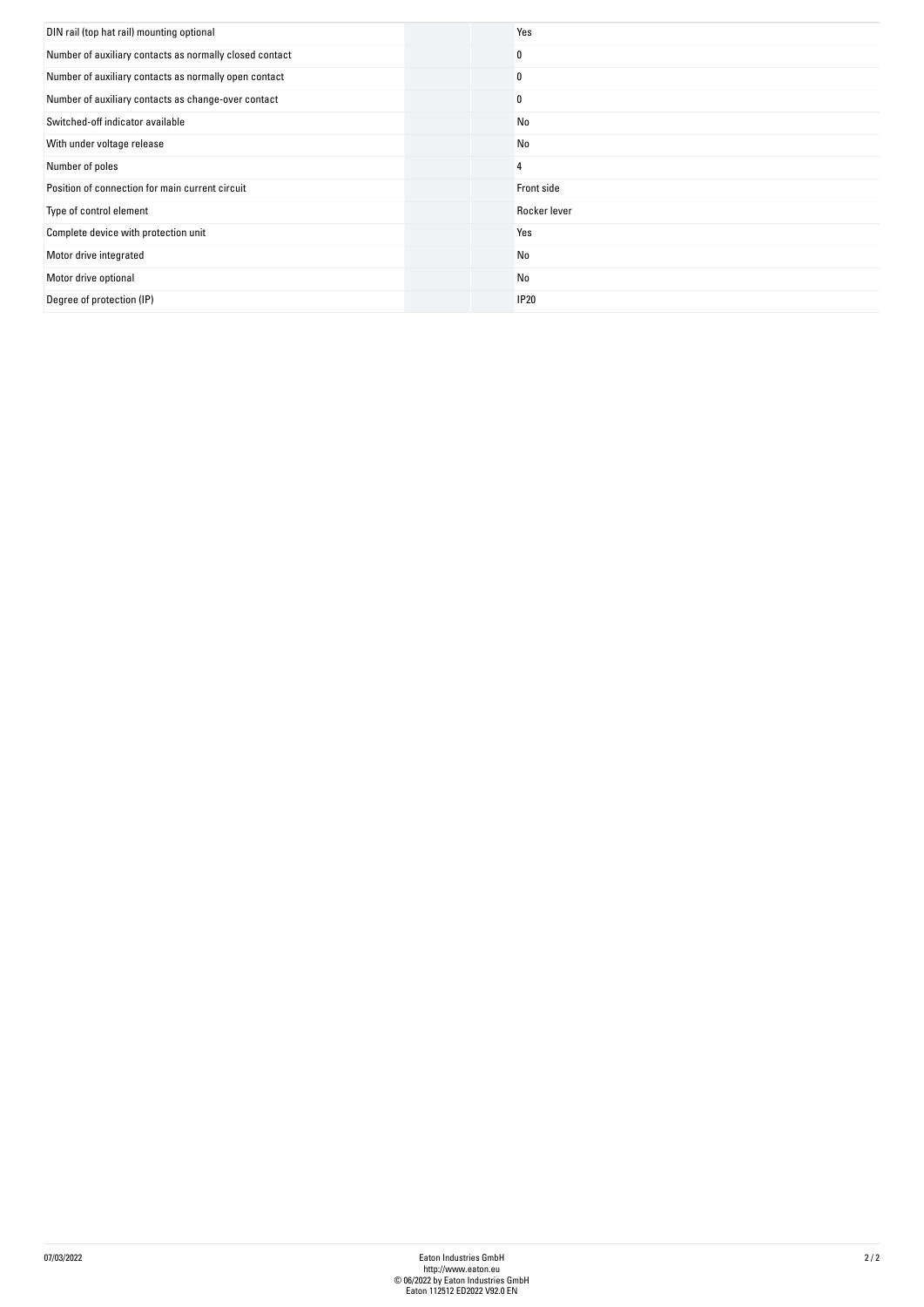| | | |
|---|---|---|
| DIN rail (top hat rail) mounting optional | | Yes |
| Number of auxiliary contacts as normally closed contact | | 0 |
| Number of auxiliary contacts as normally open contact | | 0 |
| Number of auxiliary contacts as change-over contact | | 0 |
| Switched-off indicator available | | No |
| With under voltage release | | No |
| Number of poles | | 4 |
| Position of connection for main current circuit | | Front side |
| Type of control element | | Rocker lever |
| Complete device with protection unit | | Yes |
| Motor drive integrated | | No |
| Motor drive optional | | No |
| Degree of protection (IP) | | IP20 |